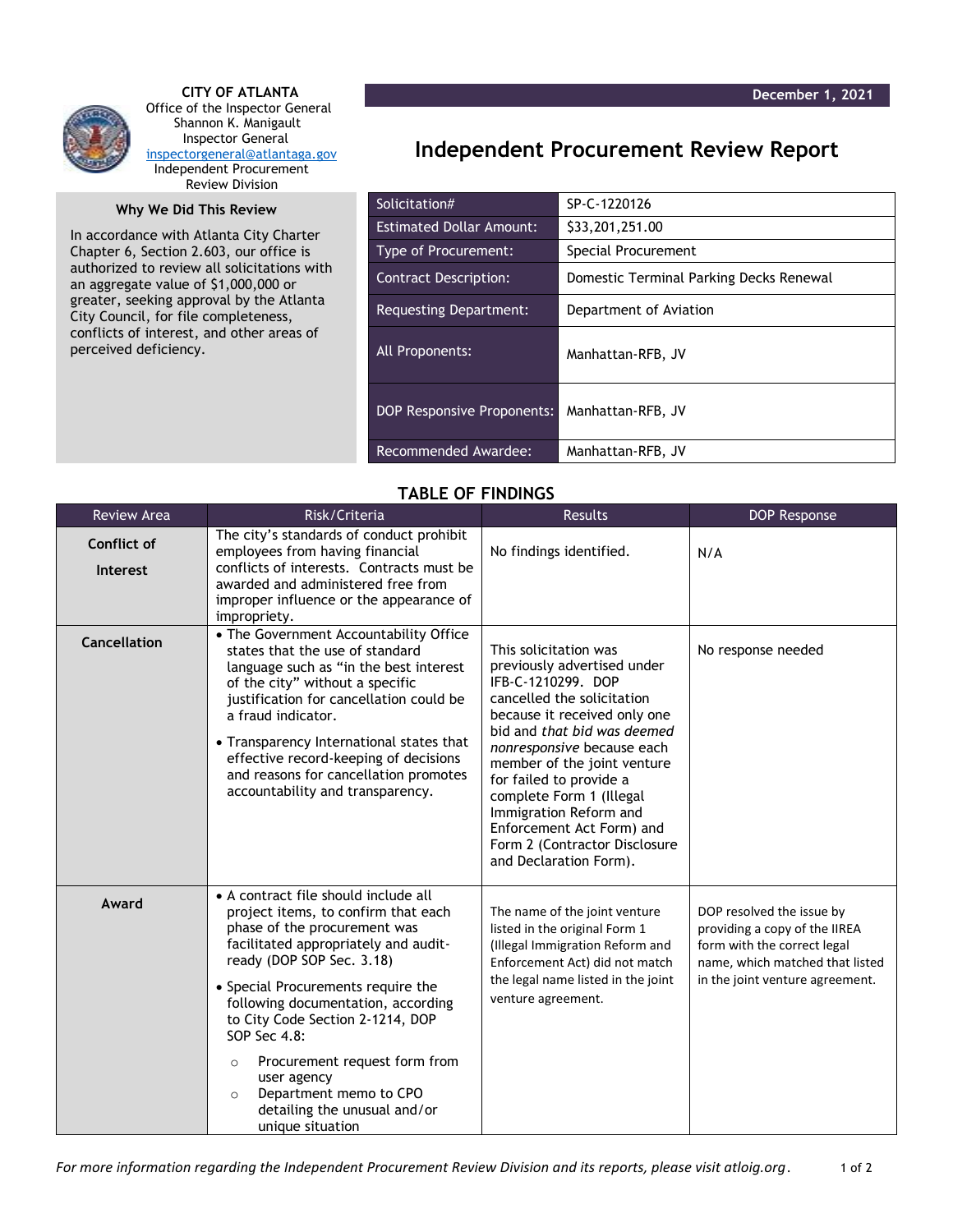**CITY OF ATLANTA**
Office of the Inspector General
Shannon K. Manigault
Inspector General
inspectorgeneral@atlantaga.gov
Independent Procurement Review Division

December 1, 2021

# Independent Procurement Review Report

### Why We Did This Review

In accordance with Atlanta City Charter Chapter 6, Section 2.603, our office is authorized to review all solicitations with an aggregate value of $1,000,000 or greater, seeking approval by the Atlanta City Council, for file completeness, conflicts of interest, and other areas of perceived deficiency.

| | |
|---|---|
| Solicitation# | SP-C-1220126 |
| Estimated Dollar Amount: | $33,201,251.00 |
| Type of Procurement: | Special Procurement |
| Contract Description: | Domestic Terminal Parking Decks Renewal |
| Requesting Department: | Department of Aviation |
| All Proponents: | Manhattan-RFB, JV |
| DOP Responsive Proponents: | Manhattan-RFB, JV |
| Recommended Awardee: | Manhattan-RFB, JV |

## TABLE OF FINDINGS

| Review Area | Risk/Criteria | Results | DOP Response |
|---|---|---|---|
| **Conflict of Interest** | The city's standards of conduct prohibit employees from having financial conflicts of interests. Contracts must be awarded and administered free from improper influence or the appearance of impropriety. | No findings identified. | N/A |
| **Cancellation** | • The Government Accountability Office states that the use of standard language such as "in the best interest of the city" without a specific justification for cancellation could be a fraud indicator.<br>• Transparency International states that effective record-keeping of decisions and reasons for cancellation promotes accountability and transparency. | This solicitation was previously advertised under IFB-C-1210299. DOP cancelled the solicitation because it received only one bid and *that bid was deemed nonresponsive* because each member of the joint venture for failed to provide a complete Form 1 (Illegal Immigration Reform and Enforcement Act Form) and Form 2 (Contractor Disclosure and Declaration Form). | No response needed |
| **Award** | • A contract file should include all project items, to confirm that each phase of the procurement was facilitated appropriately and audit-ready (DOP SOP Sec. 3.18)<br>• Special Procurements require the following documentation, according to City Code Section 2-1214, DOP SOP Sec 4.8:<br>  ○ Procurement request form from user agency<br>  ○ Department memo to CPO detailing the unusual and/or unique situation | The name of the joint venture listed in the original Form 1 (Illegal Immigration Reform and Enforcement Act) did not match the legal name listed in the joint venture agreement. | DOP resolved the issue by providing a copy of the IIREA form with the correct legal name, which matched that listed in the joint venture agreement. |

*For more information regarding the Independent Procurement Review Division and its reports, please visit atloig.org.*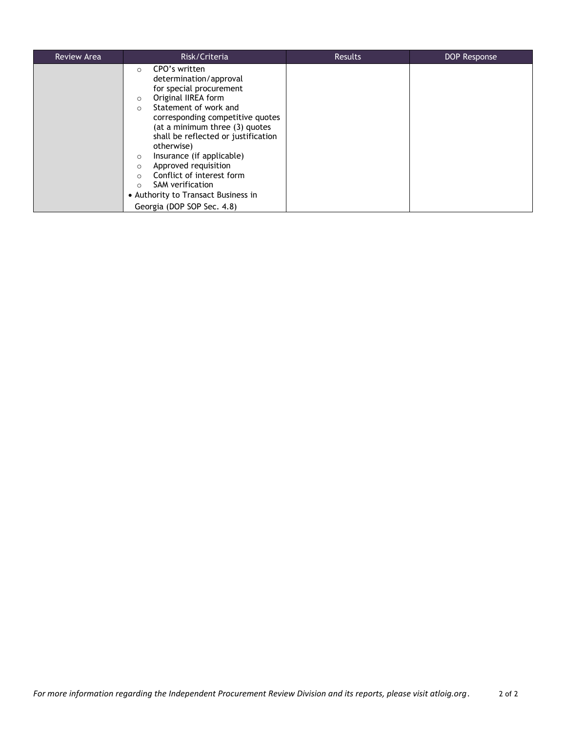| Review Area | Risk/Criteria | Results | DOP Response |
|---|---|---|---|
| | ○ CPO's written determination/approval for special procurement<br>○ Original IIREA form<br>○ Statement of work and corresponding competitive quotes (at a minimum three (3) quotes shall be reflected or justification otherwise)<br>○ Insurance (if applicable)<br>○ Approved requisition<br>○ Conflict of interest form<br>○ SAM verification<br>• Authority to Transact Business in Georgia (DOP SOP Sec. 4.8) | | |

*For more information regarding the Independent Procurement Review Division and its reports, please visit atloig.org.*